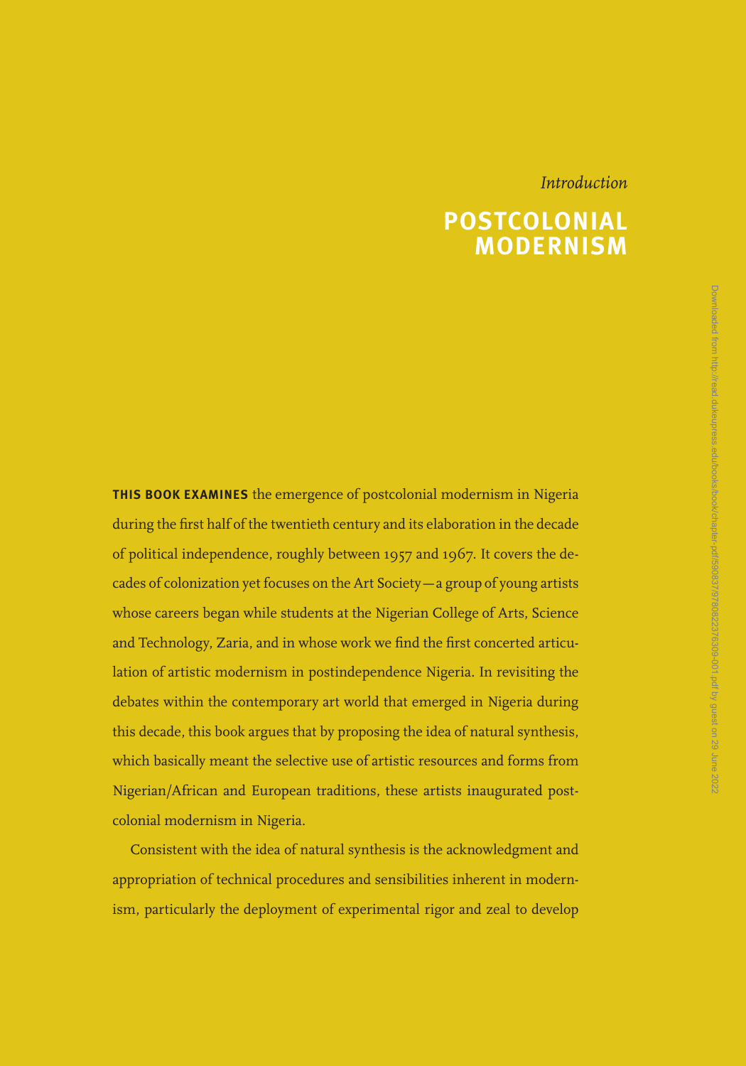*Introduction*

# POSTCOLONIAL MODERNISM

**THIS BOOK EXAMINES** the emergence of postcolonial modernism in Nigeria during the first half of the twentieth century and its elaboration in the decade of political independence, roughly between 1957 and 1967. It covers the decades of colonization yet focuses on the Art Society—a group of young artists whose careers began while students at the Nigerian College of Arts, Science and Technology, Zaria, and in whose work we find the first concerted articulation of artistic modernism in postindependence Nigeria. In revisiting the debates within the contemporary art world that emerged in Nigeria during this decade, this book argues that by proposing the idea of natural synthesis, which basically meant the selective use of artistic resources and forms from Nigerian/African and European traditions, these artists inaugurated postcolonial modernism in Nigeria.

Consistent with the idea of natural synthesis is the acknowledgment and appropriation of technical procedures and sensibilities inherent in modernism, particularly the deployment of experimental rigor and zeal to develop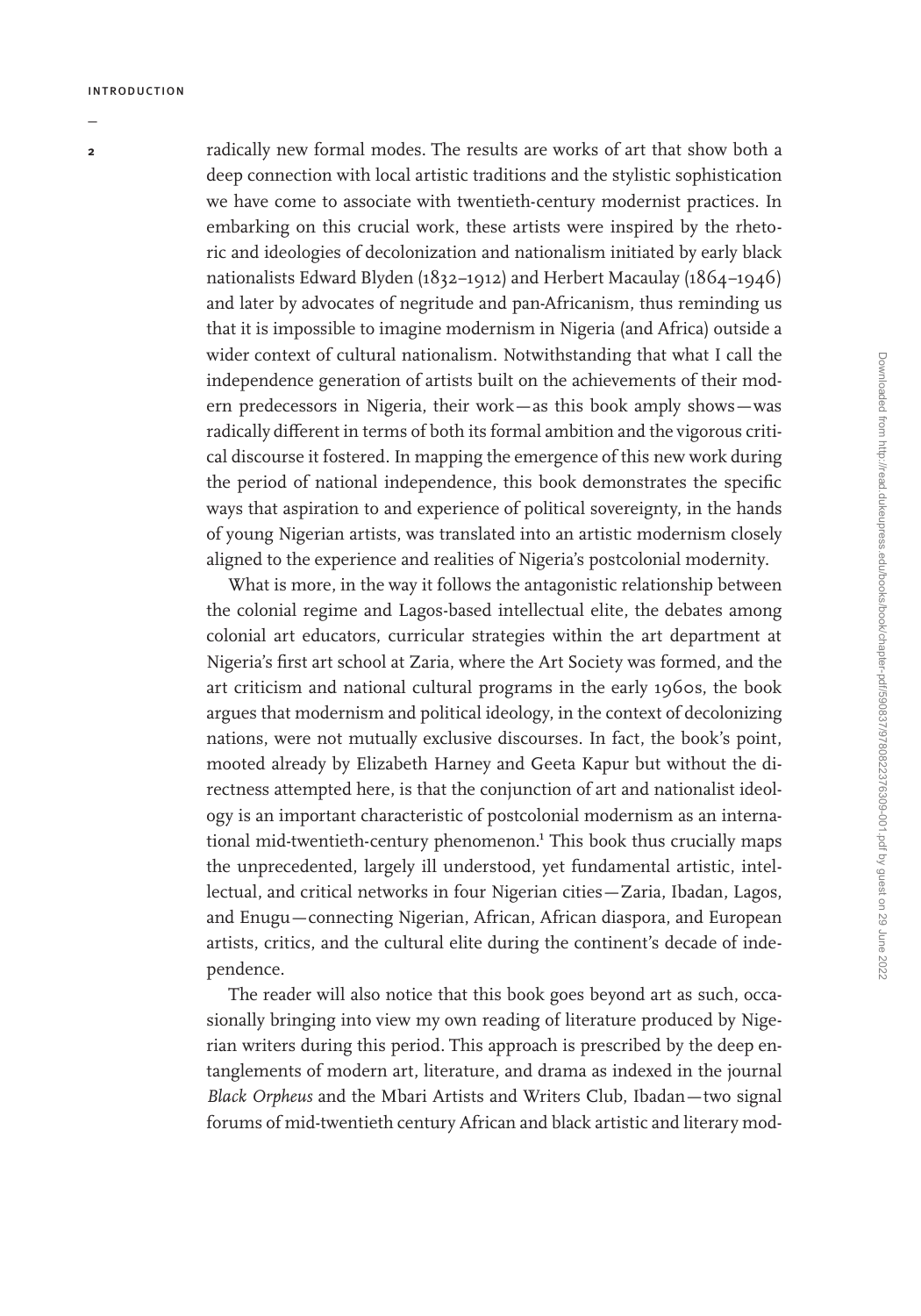radically new formal modes. The results are works of art that show both a deep connection with local artistic traditions and the stylistic sophistication we have come to associate with twentieth-century modernist practices. In embarking on this crucial work, these artists were inspired by the rhetoric and ideologies of decolonization and nationalism initiated by early black nationalists Edward Blyden (1832–1912) and Herbert Macaulay (1864–1946) and later by advocates of negritude and pan-Africanism, thus reminding us that it is impossible to imagine modernism in Nigeria (and Africa) outside a wider context of cultural nationalism. Notwithstanding that what I call the independence generation of artists built on the achievements of their modern predecessors in Nigeria, their work—as this book amply shows—was radically different in terms of both its formal ambition and the vigorous critical discourse it fostered. In mapping the emergence of this new work during the period of national independence, this book demonstrates the specific ways that aspiration to and experience of political sovereignty, in the hands of young Nigerian artists, was translated into an artistic modernism closely aligned to the experience and realities of Nigeria's postcolonial modernity.

What is more, in the way it follows the antagonistic relationship between the colonial regime and Lagos-based intellectual elite, the debates among colonial art educators, curricular strategies within the art department at Nigeria's first art school at Zaria, where the Art Society was formed, and the art criticism and national cultural programs in the early 1960s, the book argues that modernism and political ideology, in the context of decolonizing nations, were not mutually exclusive discourses. In fact, the book's point, mooted already by Elizabeth Harney and Geeta Kapur but without the directness attempted here, is that the conjunction of art and nationalist ideology is an important characteristic of postcolonial modernism as an international mid-twentieth-century phenomenon.[1] This book thus crucially maps the unprecedented, largely ill understood, yet fundamental artistic, intellectual, and critical networks in four Nigerian cities—Zaria, Ibadan, Lagos, and Enugu—connecting Nigerian, African, African diaspora, and European artists, critics, and the cultural elite during the continent's decade of independence.

The reader will also notice that this book goes beyond art as such, occasionally bringing into view my own reading of literature produced by Nigerian writers during this period. This approach is prescribed by the deep entanglements of modern art, literature, and drama as indexed in the journal *Black Orpheus* and the Mbari Artists and Writers Club, Ibadan—two signal forums of mid-twentieth century African and black artistic and literary mod-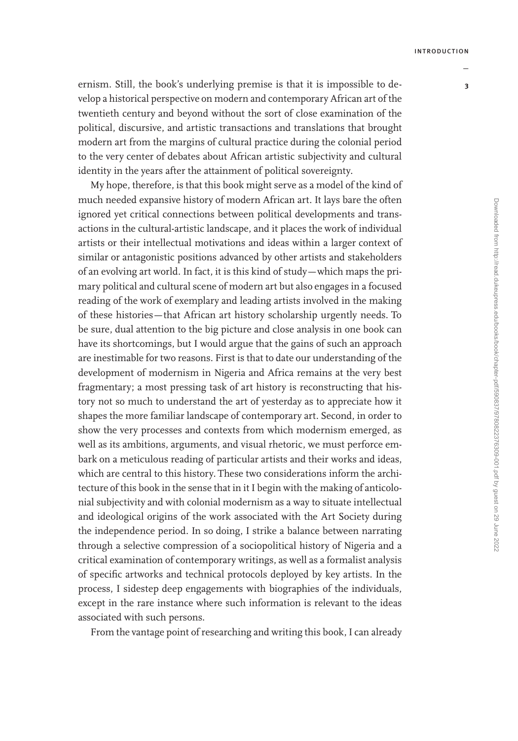ernism. Still, the book's underlying premise is that it is impossible to develop a historical perspective on modern and contemporary African art of the twentieth century and beyond without the sort of close examination of the political, discursive, and artistic transactions and translations that brought modern art from the margins of cultural practice during the colonial period to the very center of debates about African artistic subjectivity and cultural identity in the years after the attainment of political sovereignty.

My hope, therefore, is that this book might serve as a model of the kind of much needed expansive history of modern African art. It lays bare the often ignored yet critical connections between political developments and transactions in the cultural-artistic landscape, and it places the work of individual artists or their intellectual motivations and ideas within a larger context of similar or antagonistic positions advanced by other artists and stakeholders of an evolving art world. In fact, it is this kind of study—which maps the primary political and cultural scene of modern art but also engages in a focused reading of the work of exemplary and leading artists involved in the making of these histories—that African art history scholarship urgently needs. To be sure, dual attention to the big picture and close analysis in one book can have its shortcomings, but I would argue that the gains of such an approach are inestimable for two reasons. First is that to date our understanding of the development of modernism in Nigeria and Africa remains at the very best fragmentary; a most pressing task of art history is reconstructing that history not so much to understand the art of yesterday as to appreciate how it shapes the more familiar landscape of contemporary art. Second, in order to show the very processes and contexts from which modernism emerged, as well as its ambitions, arguments, and visual rhetoric, we must perforce embark on a meticulous reading of particular artists and their works and ideas, which are central to this history. These two considerations inform the architecture of this book in the sense that in it I begin with the making of anticolonial subjectivity and with colonial modernism as a way to situate intellectual and ideological origins of the work associated with the Art Society during the independence period. In so doing, I strike a balance between narrating through a selective compression of a sociopolitical history of Nigeria and a critical examination of contemporary writings, as well as a formalist analysis of specific artworks and technical protocols deployed by key artists. In the process, I sidestep deep engagements with biographies of the individuals, except in the rare instance where such information is relevant to the ideas associated with such persons.

From the vantage point of researching and writing this book, I can already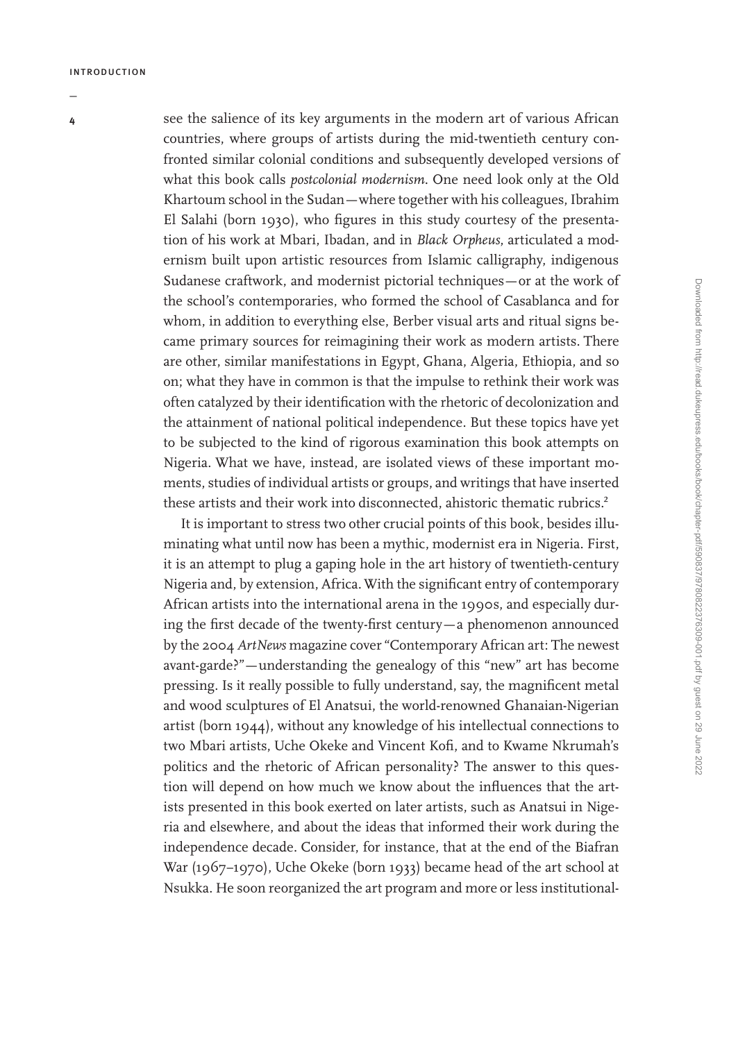see the salience of its key arguments in the modern art of various African countries, where groups of artists during the mid-twentieth century confronted similar colonial conditions and subsequently developed versions of what this book calls *postcolonial modernism*. One need look only at the Old Khartoum school in the Sudan—where together with his colleagues, Ibrahim El Salahi (born 1930), who figures in this study courtesy of the presentation of his work at Mbari, Ibadan, and in *Black Orpheus*, articulated a modernism built upon artistic resources from Islamic calligraphy, indigenous Sudanese craftwork, and modernist pictorial techniques—or at the work of the school's contemporaries, who formed the school of Casablanca and for whom, in addition to everything else, Berber visual arts and ritual signs became primary sources for reimagining their work as modern artists. There are other, similar manifestations in Egypt, Ghana, Algeria, Ethiopia, and so on; what they have in common is that the impulse to rethink their work was often catalyzed by their identification with the rhetoric of decolonization and the attainment of national political independence. But these topics have yet to be subjected to the kind of rigorous examination this book attempts on Nigeria. What we have, instead, are isolated views of these important moments, studies of individual artists or groups, and writings that have inserted these artists and their work into disconnected, ahistoric thematic rubrics.[2]

It is important to stress two other crucial points of this book, besides illuminating what until now has been a mythic, modernist era in Nigeria. First, it is an attempt to plug a gaping hole in the art history of twentieth-century Nigeria and, by extension, Africa. With the significant entry of contemporary African artists into the international arena in the 1990s, and especially during the first decade of the twenty-first century—a phenomenon announced by the 2004 *ArtNews* magazine cover "Contemporary African art: The newest avant-garde?"—understanding the genealogy of this "new" art has become pressing. Is it really possible to fully understand, say, the magnificent metal and wood sculptures of El Anatsui, the world-renowned Ghanaian-Nigerian artist (born 1944), without any knowledge of his intellectual connections to two Mbari artists, Uche Okeke and Vincent Kofi, and to Kwame Nkrumah's politics and the rhetoric of African personality? The answer to this question will depend on how much we know about the influences that the artists presented in this book exerted on later artists, such as Anatsui in Nigeria and elsewhere, and about the ideas that informed their work during the independence decade. Consider, for instance, that at the end of the Biafran War (1967–1970), Uche Okeke (born 1933) became head of the art school at Nsukka. He soon reorganized the art program and more or less institutional-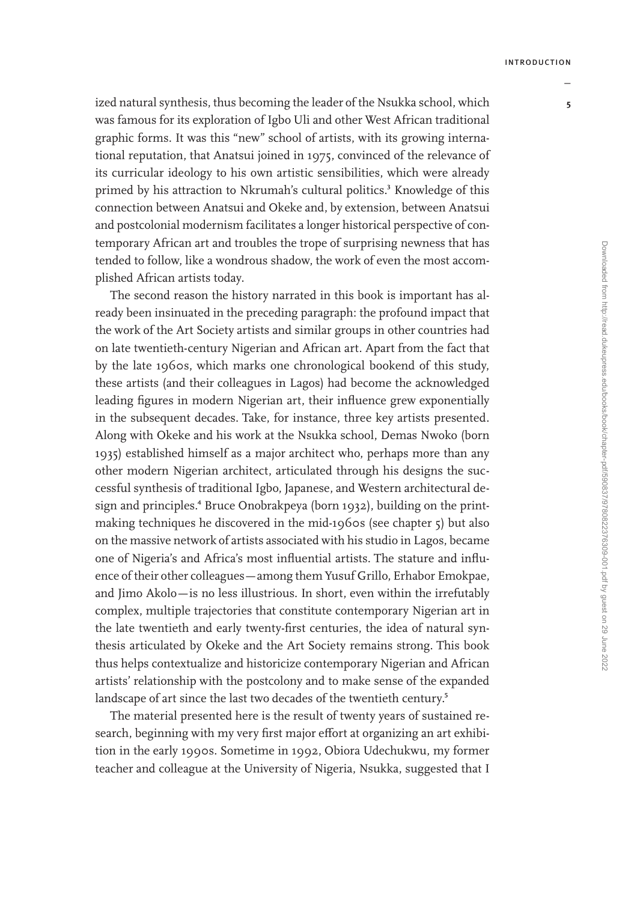ized natural synthesis, thus becoming the leader of the Nsukka school, which was famous for its exploration of Igbo Uli and other West African traditional graphic forms. It was this "new" school of artists, with its growing international reputation, that Anatsui joined in 1975, convinced of the relevance of its curricular ideology to his own artistic sensibilities, which were already primed by his attraction to Nkrumah's cultural politics.[3] Knowledge of this connection between Anatsui and Okeke and, by extension, between Anatsui and postcolonial modernism facilitates a longer historical perspective of contemporary African art and troubles the trope of surprising newness that has tended to follow, like a wondrous shadow, the work of even the most accomplished African artists today.

The second reason the history narrated in this book is important has already been insinuated in the preceding paragraph: the profound impact that the work of the Art Society artists and similar groups in other countries had on late twentieth-century Nigerian and African art. Apart from the fact that by the late 1960s, which marks one chronological bookend of this study, these artists (and their colleagues in Lagos) had become the acknowledged leading figures in modern Nigerian art, their influence grew exponentially in the subsequent decades. Take, for instance, three key artists presented. Along with Okeke and his work at the Nsukka school, Demas Nwoko (born 1935) established himself as a major architect who, perhaps more than any other modern Nigerian architect, articulated through his designs the successful synthesis of traditional Igbo, Japanese, and Western architectural design and principles.[4] Bruce Onobrakpeya (born 1932), building on the printmaking techniques he discovered in the mid-1960s (see chapter 5) but also on the massive network of artists associated with his studio in Lagos, became one of Nigeria's and Africa's most influential artists. The stature and influence of their other colleagues—among them Yusuf Grillo, Erhabor Emokpae, and Jimo Akolo—is no less illustrious. In short, even within the irrefutably complex, multiple trajectories that constitute contemporary Nigerian art in the late twentieth and early twenty-first centuries, the idea of natural synthesis articulated by Okeke and the Art Society remains strong. This book thus helps contextualize and historicize contemporary Nigerian and African artists' relationship with the postcolony and to make sense of the expanded landscape of art since the last two decades of the twentieth century.[5]

The material presented here is the result of twenty years of sustained research, beginning with my very first major effort at organizing an art exhibition in the early 1990s. Sometime in 1992, Obiora Udechukwu, my former teacher and colleague at the University of Nigeria, Nsukka, suggested that I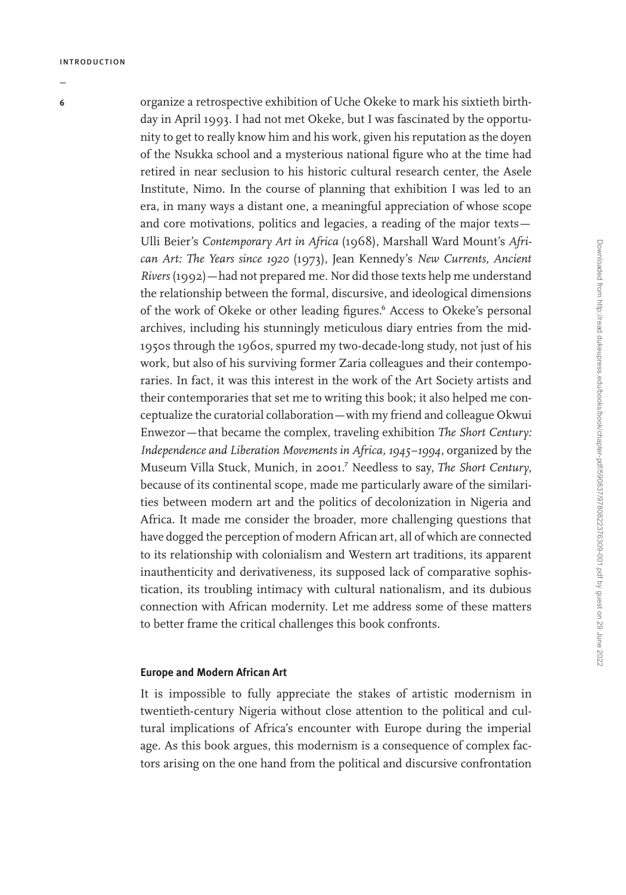organize a retrospective exhibition of Uche Okeke to mark his sixtieth birthday in April 1993. I had not met Okeke, but I was fascinated by the opportunity to get to really know him and his work, given his reputation as the doyen of the Nsukka school and a mysterious national figure who at the time had retired in near seclusion to his historic cultural research center, the Asele Institute, Nimo. In the course of planning that exhibition I was led to an era, in many ways a distant one, a meaningful appreciation of whose scope and core motivations, politics and legacies, a reading of the major texts—Ulli Beier's *Contemporary Art in Africa* (1968), Marshall Ward Mount's *African Art: The Years since 1920* (1973), Jean Kennedy's *New Currents, Ancient Rivers* (1992)—had not prepared me. Nor did those texts help me understand the relationship between the formal, discursive, and ideological dimensions of the work of Okeke or other leading figures.[6] Access to Okeke's personal archives, including his stunningly meticulous diary entries from the mid-1950s through the 1960s, spurred my two-decade-long study, not just of his work, but also of his surviving former Zaria colleagues and their contemporaries. In fact, it was this interest in the work of the Art Society artists and their contemporaries that set me to writing this book; it also helped me conceptualize the curatorial collaboration—with my friend and colleague Okwui Enwezor—that became the complex, traveling exhibition *The Short Century: Independence and Liberation Movements in Africa, 1945–1994*, organized by the Museum Villa Stuck, Munich, in 2001.[7] Needless to say, *The Short Century*, because of its continental scope, made me particularly aware of the similarities between modern art and the politics of decolonization in Nigeria and Africa. It made me consider the broader, more challenging questions that have dogged the perception of modern African art, all of which are connected to its relationship with colonialism and Western art traditions, its apparent inauthenticity and derivativeness, its supposed lack of comparative sophistication, its troubling intimacy with cultural nationalism, and its dubious connection with African modernity. Let me address some of these matters to better frame the critical challenges this book confronts.

### Europe and Modern African Art

It is impossible to fully appreciate the stakes of artistic modernism in twentieth-century Nigeria without close attention to the political and cultural implications of Africa's encounter with Europe during the imperial age. As this book argues, this modernism is a consequence of complex factors arising on the one hand from the political and discursive confrontation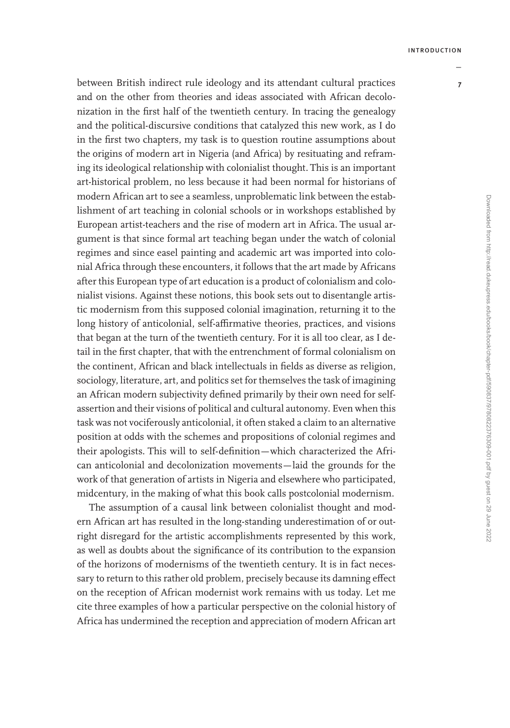between British indirect rule ideology and its attendant cultural practices and on the other from theories and ideas associated with African decolonization in the first half of the twentieth century. In tracing the genealogy and the political-discursive conditions that catalyzed this new work, as I do in the first two chapters, my task is to question routine assumptions about the origins of modern art in Nigeria (and Africa) by resituating and reframing its ideological relationship with colonialist thought. This is an important art-historical problem, no less because it had been normal for historians of modern African art to see a seamless, unproblematic link between the establishment of art teaching in colonial schools or in workshops established by European artist-teachers and the rise of modern art in Africa. The usual argument is that since formal art teaching began under the watch of colonial regimes and since easel painting and academic art was imported into colonial Africa through these encounters, it follows that the art made by Africans after this European type of art education is a product of colonialism and colonialist visions. Against these notions, this book sets out to disentangle artistic modernism from this supposed colonial imagination, returning it to the long history of anticolonial, self-affirmative theories, practices, and visions that began at the turn of the twentieth century. For it is all too clear, as I detail in the first chapter, that with the entrenchment of formal colonialism on the continent, African and black intellectuals in fields as diverse as religion, sociology, literature, art, and politics set for themselves the task of imagining an African modern subjectivity defined primarily by their own need for self-assertion and their visions of political and cultural autonomy. Even when this task was not vociferously anticolonial, it often staked a claim to an alternative position at odds with the schemes and propositions of colonial regimes and their apologists. This will to self-definition—which characterized the African anticolonial and decolonization movements—laid the grounds for the work of that generation of artists in Nigeria and elsewhere who participated, midcentury, in the making of what this book calls postcolonial modernism.

The assumption of a causal link between colonialist thought and modern African art has resulted in the long-standing underestimation of or outright disregard for the artistic accomplishments represented by this work, as well as doubts about the significance of its contribution to the expansion of the horizons of modernisms of the twentieth century. It is in fact necessary to return to this rather old problem, precisely because its damning effect on the reception of African modernist work remains with us today. Let me cite three examples of how a particular perspective on the colonial history of Africa has undermined the reception and appreciation of modern African art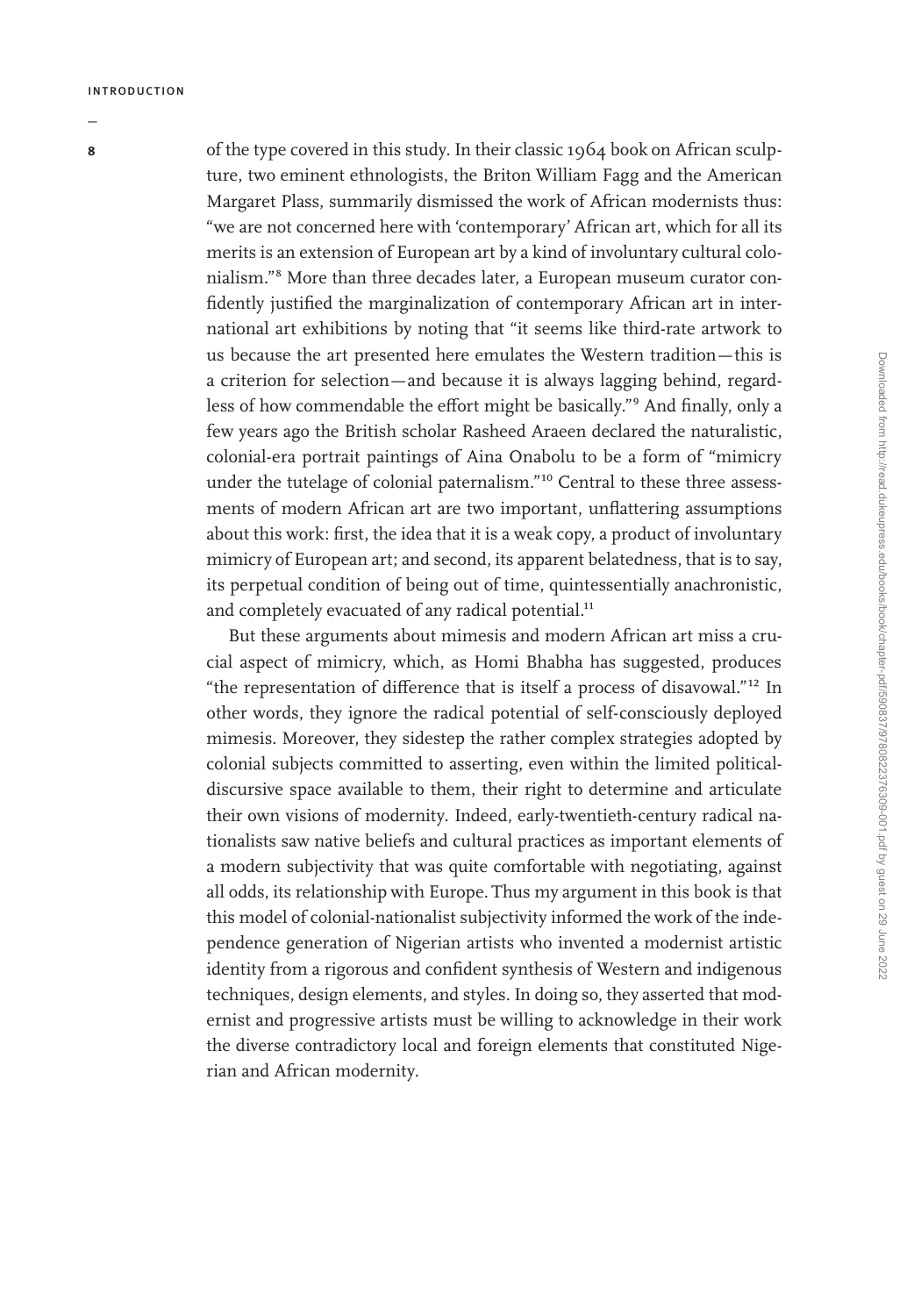of the type covered in this study. In their classic 1964 book on African sculpture, two eminent ethnologists, the Briton William Fagg and the American Margaret Plass, summarily dismissed the work of African modernists thus: "we are not concerned here with 'contemporary' African art, which for all its merits is an extension of European art by a kind of involuntary cultural colonialism."[8] More than three decades later, a European museum curator confidently justified the marginalization of contemporary African art in international art exhibitions by noting that "it seems like third-rate artwork to us because the art presented here emulates the Western tradition—this is a criterion for selection—and because it is always lagging behind, regardless of how commendable the effort might be basically."[9] And finally, only a few years ago the British scholar Rasheed Araeen declared the naturalistic, colonial-era portrait paintings of Aina Onabolu to be a form of "mimicry under the tutelage of colonial paternalism."[10] Central to these three assessments of modern African art are two important, unflattering assumptions about this work: first, the idea that it is a weak copy, a product of involuntary mimicry of European art; and second, its apparent belatedness, that is to say, its perpetual condition of being out of time, quintessentially anachronistic, and completely evacuated of any radical potential.[11]

But these arguments about mimesis and modern African art miss a crucial aspect of mimicry, which, as Homi Bhabha has suggested, produces "the representation of difference that is itself a process of disavowal."[12] In other words, they ignore the radical potential of self-consciously deployed mimesis. Moreover, they sidestep the rather complex strategies adopted by colonial subjects committed to asserting, even within the limited political-discursive space available to them, their right to determine and articulate their own visions of modernity. Indeed, early-twentieth-century radical nationalists saw native beliefs and cultural practices as important elements of a modern subjectivity that was quite comfortable with negotiating, against all odds, its relationship with Europe. Thus my argument in this book is that this model of colonial-nationalist subjectivity informed the work of the independence generation of Nigerian artists who invented a modernist artistic identity from a rigorous and confident synthesis of Western and indigenous techniques, design elements, and styles. In doing so, they asserted that modernist and progressive artists must be willing to acknowledge in their work the diverse contradictory local and foreign elements that constituted Nigerian and African modernity.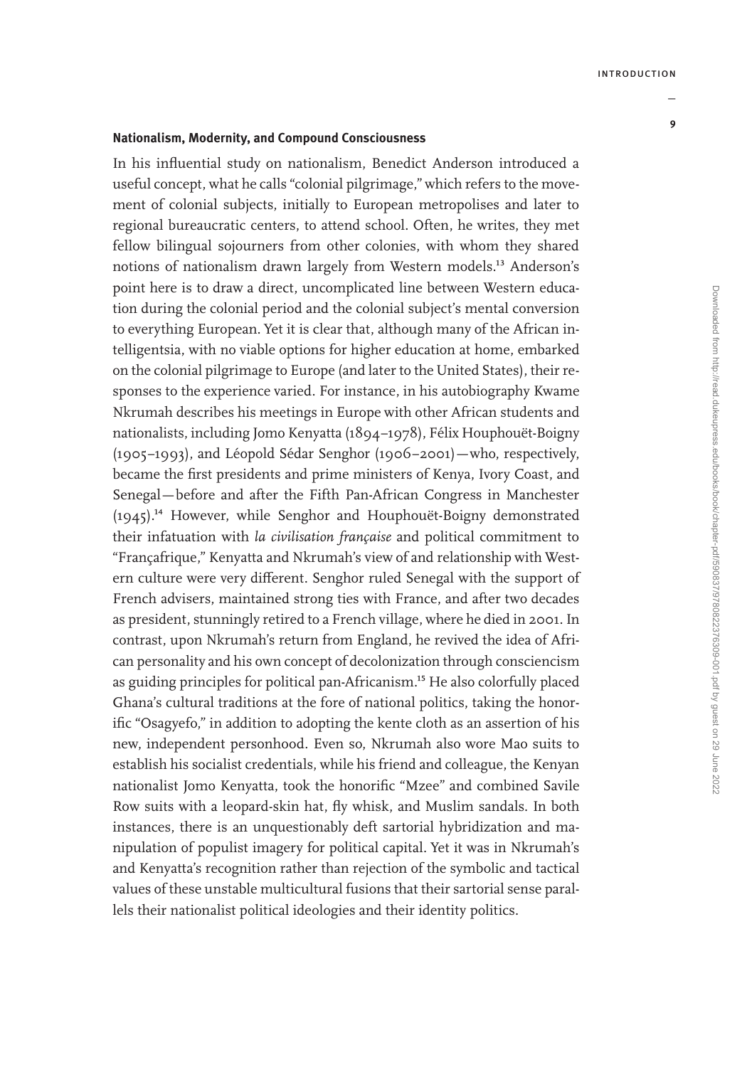### Nationalism, Modernity, and Compound Consciousness

In his influential study on nationalism, Benedict Anderson introduced a useful concept, what he calls "colonial pilgrimage," which refers to the movement of colonial subjects, initially to European metropolises and later to regional bureaucratic centers, to attend school. Often, he writes, they met fellow bilingual sojourners from other colonies, with whom they shared notions of nationalism drawn largely from Western models.[13] Anderson's point here is to draw a direct, uncomplicated line between Western education during the colonial period and the colonial subject's mental conversion to everything European. Yet it is clear that, although many of the African intelligentsia, with no viable options for higher education at home, embarked on the colonial pilgrimage to Europe (and later to the United States), their responses to the experience varied. For instance, in his autobiography Kwame Nkrumah describes his meetings in Europe with other African students and nationalists, including Jomo Kenyatta (1894–1978), Félix Houphouët-Boigny (1905–1993), and Léopold Sédar Senghor (1906–2001)—who, respectively, became the first presidents and prime ministers of Kenya, Ivory Coast, and Senegal—before and after the Fifth Pan-African Congress in Manchester (1945).[14] However, while Senghor and Houphouët-Boigny demonstrated their infatuation with *la civilisation française* and political commitment to "Françafrique," Kenyatta and Nkrumah's view of and relationship with Western culture were very different. Senghor ruled Senegal with the support of French advisers, maintained strong ties with France, and after two decades as president, stunningly retired to a French village, where he died in 2001. In contrast, upon Nkrumah's return from England, he revived the idea of African personality and his own concept of decolonization through consciencism as guiding principles for political pan-Africanism.[15] He also colorfully placed Ghana's cultural traditions at the fore of national politics, taking the honorific "Osagyefo," in addition to adopting the kente cloth as an assertion of his new, independent personhood. Even so, Nkrumah also wore Mao suits to establish his socialist credentials, while his friend and colleague, the Kenyan nationalist Jomo Kenyatta, took the honorific "Mzee" and combined Savile Row suits with a leopard-skin hat, fly whisk, and Muslim sandals. In both instances, there is an unquestionably deft sartorial hybridization and manipulation of populist imagery for political capital. Yet it was in Nkrumah's and Kenyatta's recognition rather than rejection of the symbolic and tactical values of these unstable multicultural fusions that their sartorial sense parallels their nationalist political ideologies and their identity politics.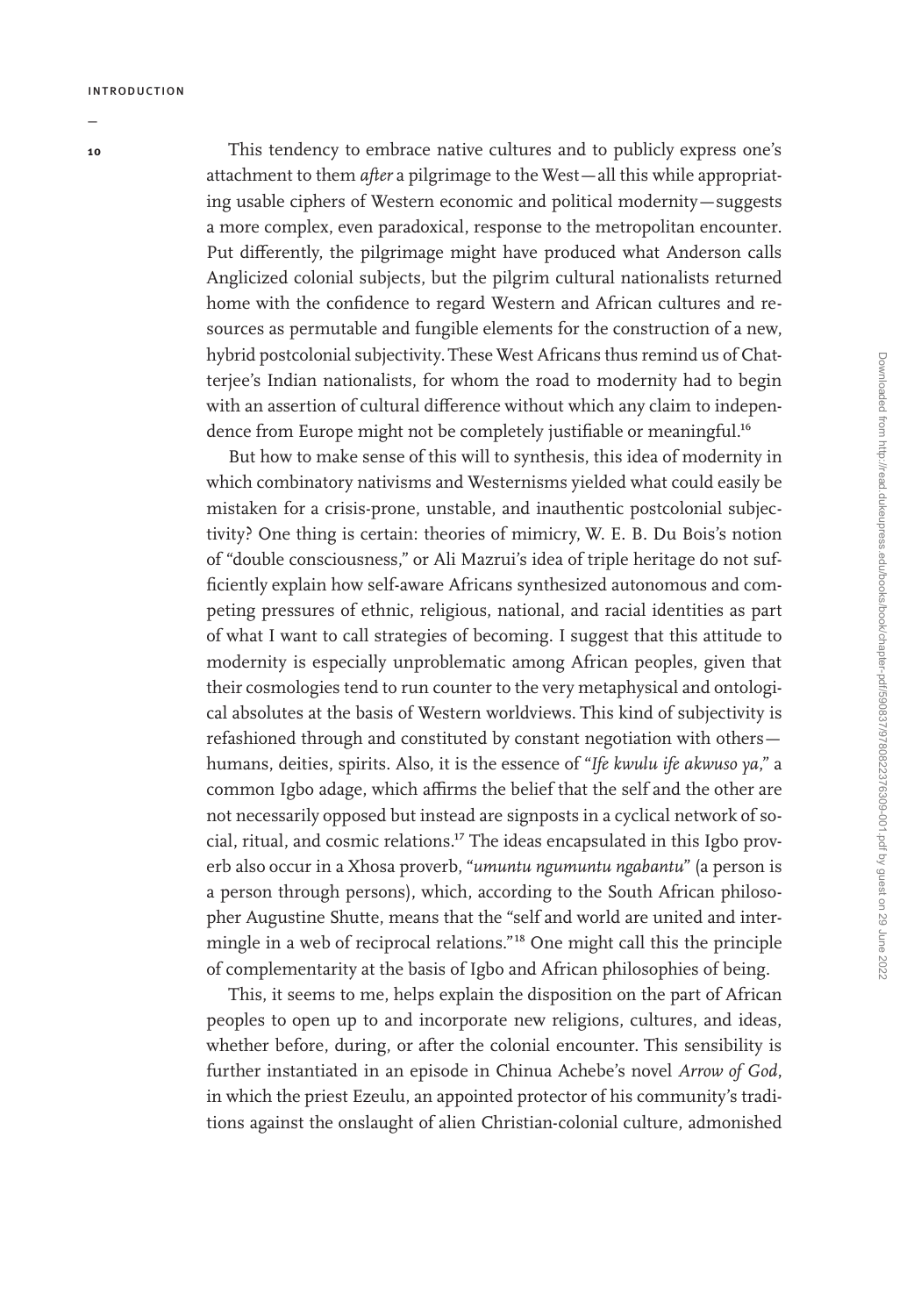This tendency to embrace native cultures and to publicly express one's attachment to them *after* a pilgrimage to the West—all this while appropriating usable ciphers of Western economic and political modernity—suggests a more complex, even paradoxical, response to the metropolitan encounter. Put differently, the pilgrimage might have produced what Anderson calls Anglicized colonial subjects, but the pilgrim cultural nationalists returned home with the confidence to regard Western and African cultures and resources as permutable and fungible elements for the construction of a new, hybrid postcolonial subjectivity. These West Africans thus remind us of Chatterjee's Indian nationalists, for whom the road to modernity had to begin with an assertion of cultural difference without which any claim to independence from Europe might not be completely justifiable or meaningful.[16]

But how to make sense of this will to synthesis, this idea of modernity in which combinatory nativisms and Westernisms yielded what could easily be mistaken for a crisis-prone, unstable, and inauthentic postcolonial subjectivity? One thing is certain: theories of mimicry, W. E. B. Du Bois's notion of "double consciousness," or Ali Mazrui's idea of triple heritage do not sufficiently explain how self-aware Africans synthesized autonomous and competing pressures of ethnic, religious, national, and racial identities as part of what I want to call strategies of becoming. I suggest that this attitude to modernity is especially unproblematic among African peoples, given that their cosmologies tend to run counter to the very metaphysical and ontological absolutes at the basis of Western worldviews. This kind of subjectivity is refashioned through and constituted by constant negotiation with others—humans, deities, spirits. Also, it is the essence of "*Ife kwulu ife akwuso ya*," a common Igbo adage, which affirms the belief that the self and the other are not necessarily opposed but instead are signposts in a cyclical network of social, ritual, and cosmic relations.[17] The ideas encapsulated in this Igbo proverb also occur in a Xhosa proverb, "*umuntu ngumuntu ngabantu*" (a person is a person through persons), which, according to the South African philosopher Augustine Shutte, means that the "self and world are united and intermingle in a web of reciprocal relations."[18] One might call this the principle of complementarity at the basis of Igbo and African philosophies of being.

This, it seems to me, helps explain the disposition on the part of African peoples to open up to and incorporate new religions, cultures, and ideas, whether before, during, or after the colonial encounter. This sensibility is further instantiated in an episode in Chinua Achebe's novel *Arrow of God*, in which the priest Ezeulu, an appointed protector of his community's traditions against the onslaught of alien Christian-colonial culture, admonished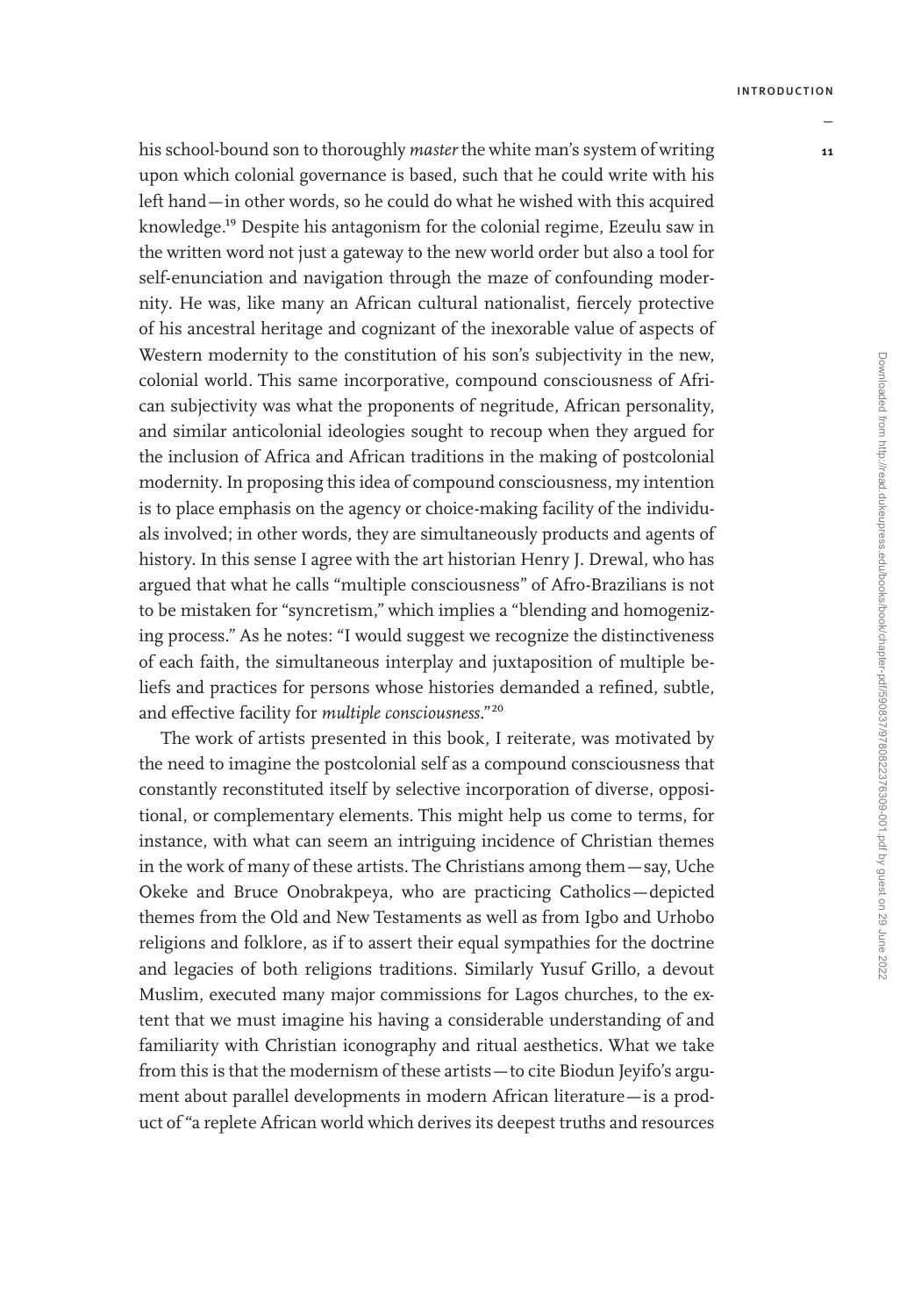his school-bound son to thoroughly *master* the white man's system of writing upon which colonial governance is based, such that he could write with his left hand—in other words, so he could do what he wished with this acquired knowledge.[19] Despite his antagonism for the colonial regime, Ezeulu saw in the written word not just a gateway to the new world order but also a tool for self-enunciation and navigation through the maze of confounding modernity. He was, like many an African cultural nationalist, fiercely protective of his ancestral heritage and cognizant of the inexorable value of aspects of Western modernity to the constitution of his son's subjectivity in the new, colonial world. This same incorporative, compound consciousness of African subjectivity was what the proponents of negritude, African personality, and similar anticolonial ideologies sought to recoup when they argued for the inclusion of Africa and African traditions in the making of postcolonial modernity. In proposing this idea of compound consciousness, my intention is to place emphasis on the agency or choice-making facility of the individuals involved; in other words, they are simultaneously products and agents of history. In this sense I agree with the art historian Henry J. Drewal, who has argued that what he calls "multiple consciousness" of Afro-Brazilians is not to be mistaken for "syncretism," which implies a "blending and homogenizing process." As he notes: "I would suggest we recognize the distinctiveness of each faith, the simultaneous interplay and juxtaposition of multiple beliefs and practices for persons whose histories demanded a refined, subtle, and effective facility for *multiple consciousness*."[20]

The work of artists presented in this book, I reiterate, was motivated by the need to imagine the postcolonial self as a compound consciousness that constantly reconstituted itself by selective incorporation of diverse, oppositional, or complementary elements. This might help us come to terms, for instance, with what can seem an intriguing incidence of Christian themes in the work of many of these artists. The Christians among them—say, Uche Okeke and Bruce Onobrakpeya, who are practicing Catholics—depicted themes from the Old and New Testaments as well as from Igbo and Urhobo religions and folklore, as if to assert their equal sympathies for the doctrine and legacies of both religions traditions. Similarly Yusuf Grillo, a devout Muslim, executed many major commissions for Lagos churches, to the extent that we must imagine his having a considerable understanding of and familiarity with Christian iconography and ritual aesthetics. What we take from this is that the modernism of these artists—to cite Biodun Jeyifo's argument about parallel developments in modern African literature—is a product of "a replete African world which derives its deepest truths and resources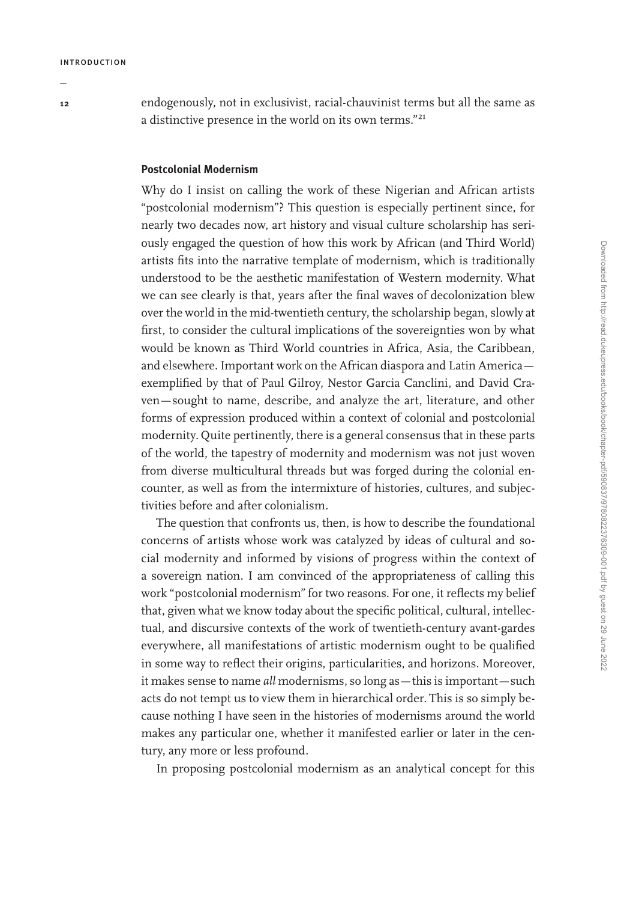endogenously, not in exclusivist, racial-chauvinist terms but all the same as a distinctive presence in the world on its own terms."[21]

## Postcolonial Modernism

Why do I insist on calling the work of these Nigerian and African artists "postcolonial modernism"? This question is especially pertinent since, for nearly two decades now, art history and visual culture scholarship has seriously engaged the question of how this work by African (and Third World) artists fits into the narrative template of modernism, which is traditionally understood to be the aesthetic manifestation of Western modernity. What we can see clearly is that, years after the final waves of decolonization blew over the world in the mid-twentieth century, the scholarship began, slowly at first, to consider the cultural implications of the sovereignties won by what would be known as Third World countries in Africa, Asia, the Caribbean, and elsewhere. Important work on the African diaspora and Latin America—exemplified by that of Paul Gilroy, Nestor Garcia Canclini, and David Craven—sought to name, describe, and analyze the art, literature, and other forms of expression produced within a context of colonial and postcolonial modernity. Quite pertinently, there is a general consensus that in these parts of the world, the tapestry of modernity and modernism was not just woven from diverse multicultural threads but was forged during the colonial encounter, as well as from the intermixture of histories, cultures, and subjectivities before and after colonialism.

The question that confronts us, then, is how to describe the foundational concerns of artists whose work was catalyzed by ideas of cultural and social modernity and informed by visions of progress within the context of a sovereign nation. I am convinced of the appropriateness of calling this work "postcolonial modernism" for two reasons. For one, it reflects my belief that, given what we know today about the specific political, cultural, intellectual, and discursive contexts of the work of twentieth-century avant-gardes everywhere, all manifestations of artistic modernism ought to be qualified in some way to reflect their origins, particularities, and horizons. Moreover, it makes sense to name *all* modernisms, so long as—this is important—such acts do not tempt us to view them in hierarchical order. This is so simply because nothing I have seen in the histories of modernisms around the world makes any particular one, whether it manifested earlier or later in the century, any more or less profound.

In proposing postcolonial modernism as an analytical concept for this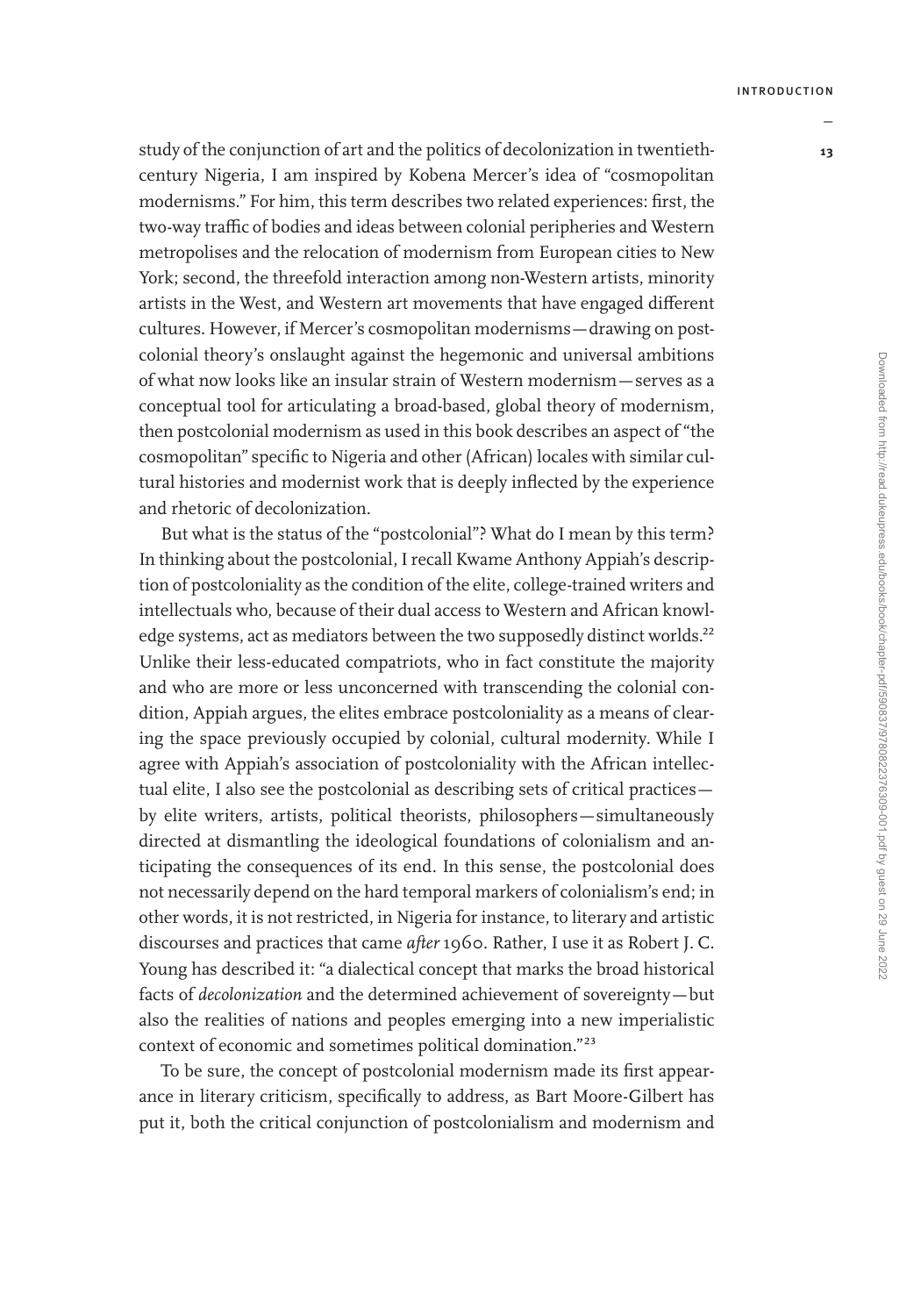study of the conjunction of art and the politics of decolonization in twentieth-century Nigeria, I am inspired by Kobena Mercer's idea of "cosmopolitan modernisms." For him, this term describes two related experiences: first, the two-way traffic of bodies and ideas between colonial peripheries and Western metropolises and the relocation of modernism from European cities to New York; second, the threefold interaction among non-Western artists, minority artists in the West, and Western art movements that have engaged different cultures. However, if Mercer's cosmopolitan modernisms—drawing on postcolonial theory's onslaught against the hegemonic and universal ambitions of what now looks like an insular strain of Western modernism—serves as a conceptual tool for articulating a broad-based, global theory of modernism, then postcolonial modernism as used in this book describes an aspect of "the cosmopolitan" specific to Nigeria and other (African) locales with similar cultural histories and modernist work that is deeply inflected by the experience and rhetoric of decolonization.

But what is the status of the "postcolonial"? What do I mean by this term? In thinking about the postcolonial, I recall Kwame Anthony Appiah's description of postcoloniality as the condition of the elite, college-trained writers and intellectuals who, because of their dual access to Western and African knowledge systems, act as mediators between the two supposedly distinct worlds.[22] Unlike their less-educated compatriots, who in fact constitute the majority and who are more or less unconcerned with transcending the colonial condition, Appiah argues, the elites embrace postcoloniality as a means of clearing the space previously occupied by colonial, cultural modernity. While I agree with Appiah's association of postcoloniality with the African intellectual elite, I also see the postcolonial as describing sets of critical practices—by elite writers, artists, political theorists, philosophers—simultaneously directed at dismantling the ideological foundations of colonialism and anticipating the consequences of its end. In this sense, the postcolonial does not necessarily depend on the hard temporal markers of colonialism's end; in other words, it is not restricted, in Nigeria for instance, to literary and artistic discourses and practices that came *after* 1960. Rather, I use it as Robert J. C. Young has described it: "a dialectical concept that marks the broad historical facts of *decolonization* and the determined achievement of sovereignty—but also the realities of nations and peoples emerging into a new imperialistic context of economic and sometimes political domination."[23]

To be sure, the concept of postcolonial modernism made its first appearance in literary criticism, specifically to address, as Bart Moore-Gilbert has put it, both the critical conjunction of postcolonialism and modernism and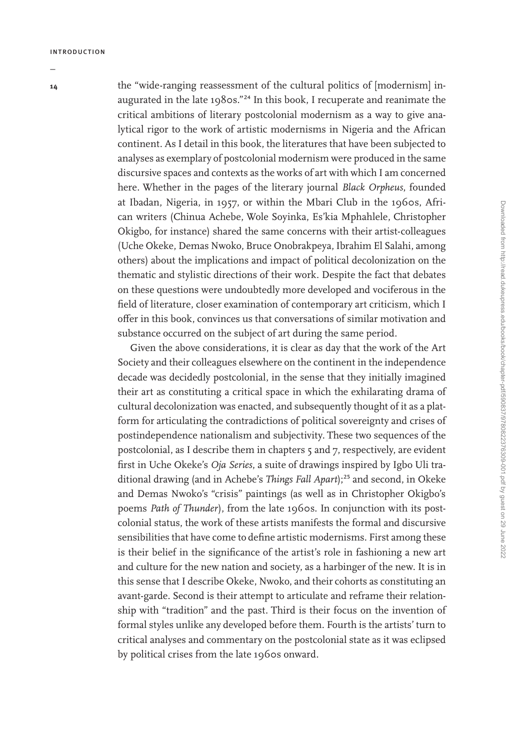the "wide-ranging reassessment of the cultural politics of [modernism] inaugurated in the late 1980s."[24] In this book, I recuperate and reanimate the critical ambitions of literary postcolonial modernism as a way to give analytical rigor to the work of artistic modernisms in Nigeria and the African continent. As I detail in this book, the literatures that have been subjected to analyses as exemplary of postcolonial modernism were produced in the same discursive spaces and contexts as the works of art with which I am concerned here. Whether in the pages of the literary journal *Black Orpheus*, founded at Ibadan, Nigeria, in 1957, or within the Mbari Club in the 1960s, African writers (Chinua Achebe, Wole Soyinka, Es'kia Mphahlele, Christopher Okigbo, for instance) shared the same concerns with their artist-colleagues (Uche Okeke, Demas Nwoko, Bruce Onobrakpeya, Ibrahim El Salahi, among others) about the implications and impact of political decolonization on the thematic and stylistic directions of their work. Despite the fact that debates on these questions were undoubtedly more developed and vociferous in the field of literature, closer examination of contemporary art criticism, which I offer in this book, convinces us that conversations of similar motivation and substance occurred on the subject of art during the same period.

Given the above considerations, it is clear as day that the work of the Art Society and their colleagues elsewhere on the continent in the independence decade was decidedly postcolonial, in the sense that they initially imagined their art as constituting a critical space in which the exhilarating drama of cultural decolonization was enacted, and subsequently thought of it as a platform for articulating the contradictions of political sovereignty and crises of postindependence nationalism and subjectivity. These two sequences of the postcolonial, as I describe them in chapters 5 and 7, respectively, are evident first in Uche Okeke's *Oja Series*, a suite of drawings inspired by Igbo Uli traditional drawing (and in Achebe's *Things Fall Apart*);[25] and second, in Okeke and Demas Nwoko's "crisis" paintings (as well as in Christopher Okigbo's poems *Path of Thunder*), from the late 1960s. In conjunction with its postcolonial status, the work of these artists manifests the formal and discursive sensibilities that have come to define artistic modernisms. First among these is their belief in the significance of the artist's role in fashioning a new art and culture for the new nation and society, as a harbinger of the new. It is in this sense that I describe Okeke, Nwoko, and their cohorts as constituting an avant-garde. Second is their attempt to articulate and reframe their relationship with "tradition" and the past. Third is their focus on the invention of formal styles unlike any developed before them. Fourth is the artists' turn to critical analyses and commentary on the postcolonial state as it was eclipsed by political crises from the late 1960s onward.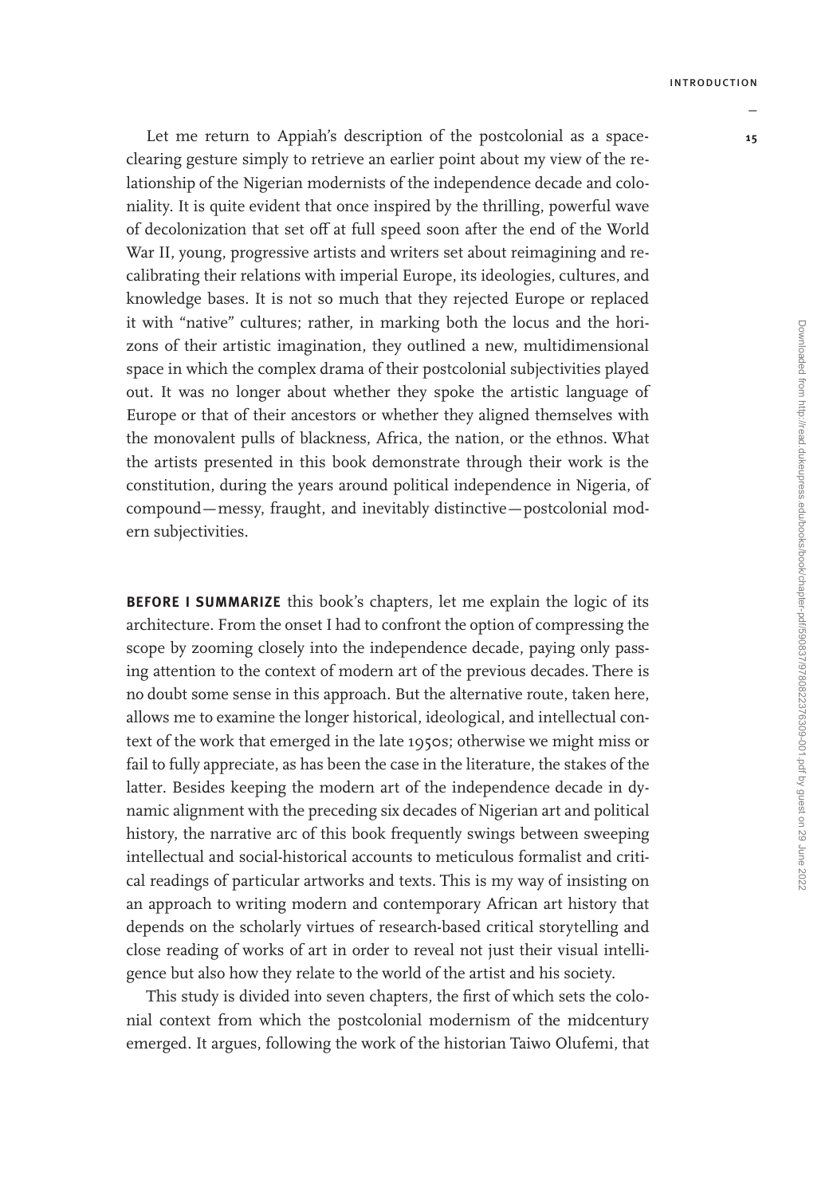Let me return to Appiah's description of the postcolonial as a space-clearing gesture simply to retrieve an earlier point about my view of the relationship of the Nigerian modernists of the independence decade and coloniality. It is quite evident that once inspired by the thrilling, powerful wave of decolonization that set off at full speed soon after the end of the World War II, young, progressive artists and writers set about reimagining and recalibrating their relations with imperial Europe, its ideologies, cultures, and knowledge bases. It is not so much that they rejected Europe or replaced it with "native" cultures; rather, in marking both the locus and the horizons of their artistic imagination, they outlined a new, multidimensional space in which the complex drama of their postcolonial subjectivities played out. It was no longer about whether they spoke the artistic language of Europe or that of their ancestors or whether they aligned themselves with the monovalent pulls of blackness, Africa, the nation, or the ethnos. What the artists presented in this book demonstrate through their work is the constitution, during the years around political independence in Nigeria, of compound—messy, fraught, and inevitably distinctive—postcolonial modern subjectivities.

**BEFORE I SUMMARIZE** this book's chapters, let me explain the logic of its architecture. From the onset I had to confront the option of compressing the scope by zooming closely into the independence decade, paying only passing attention to the context of modern art of the previous decades. There is no doubt some sense in this approach. But the alternative route, taken here, allows me to examine the longer historical, ideological, and intellectual context of the work that emerged in the late 1950s; otherwise we might miss or fail to fully appreciate, as has been the case in the literature, the stakes of the latter. Besides keeping the modern art of the independence decade in dynamic alignment with the preceding six decades of Nigerian art and political history, the narrative arc of this book frequently swings between sweeping intellectual and social-historical accounts to meticulous formalist and critical readings of particular artworks and texts. This is my way of insisting on an approach to writing modern and contemporary African art history that depends on the scholarly virtues of research-based critical storytelling and close reading of works of art in order to reveal not just their visual intelligence but also how they relate to the world of the artist and his society.

This study is divided into seven chapters, the first of which sets the colonial context from which the postcolonial modernism of the midcentury emerged. It argues, following the work of the historian Taiwo Olufemi, that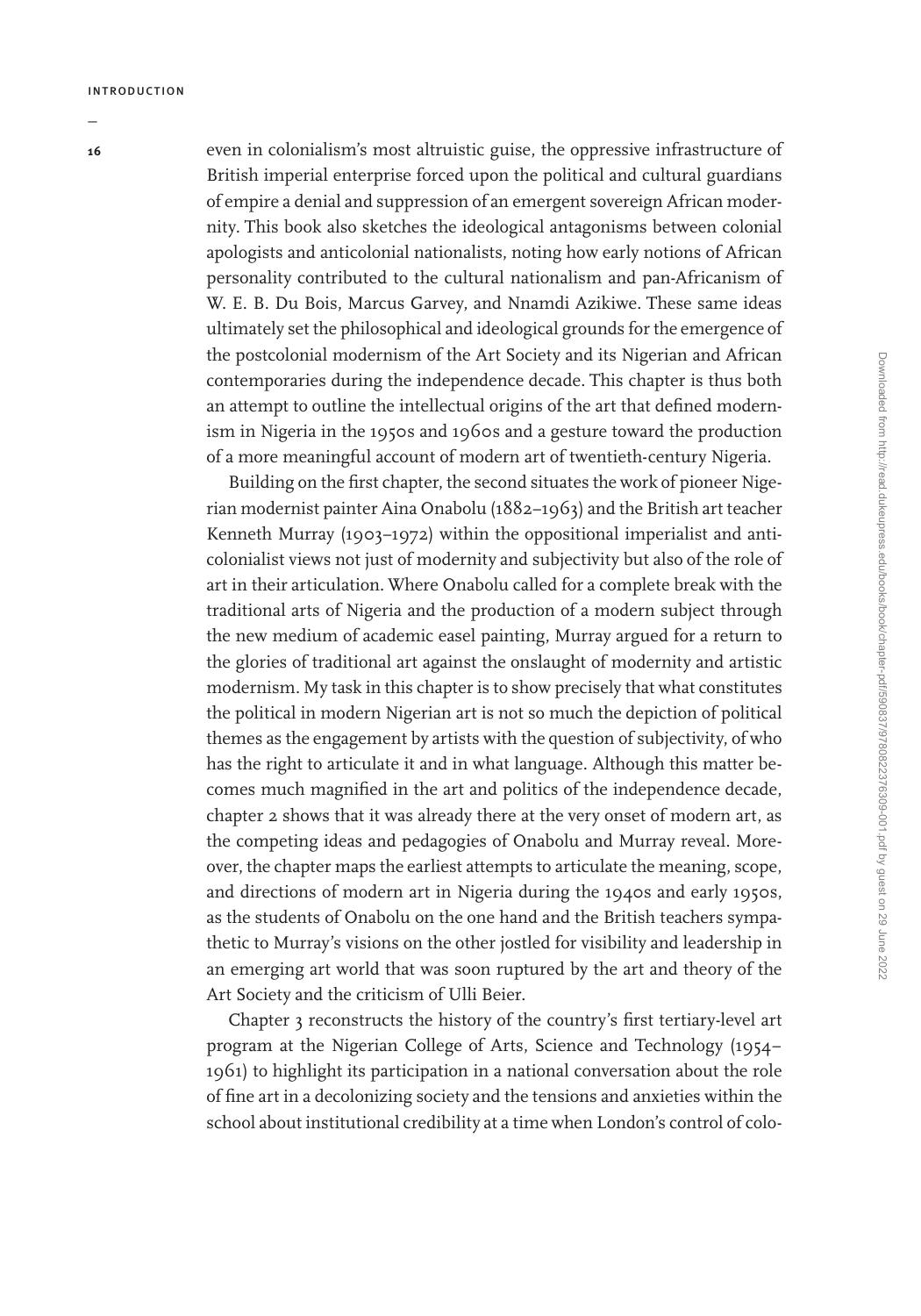even in colonialism's most altruistic guise, the oppressive infrastructure of British imperial enterprise forced upon the political and cultural guardians of empire a denial and suppression of an emergent sovereign African modernity. This book also sketches the ideological antagonisms between colonial apologists and anticolonial nationalists, noting how early notions of African personality contributed to the cultural nationalism and pan-Africanism of W. E. B. Du Bois, Marcus Garvey, and Nnamdi Azikiwe. These same ideas ultimately set the philosophical and ideological grounds for the emergence of the postcolonial modernism of the Art Society and its Nigerian and African contemporaries during the independence decade. This chapter is thus both an attempt to outline the intellectual origins of the art that defined modernism in Nigeria in the 1950s and 1960s and a gesture toward the production of a more meaningful account of modern art of twentieth-century Nigeria.

Building on the first chapter, the second situates the work of pioneer Nigerian modernist painter Aina Onabolu (1882–1963) and the British art teacher Kenneth Murray (1903–1972) within the oppositional imperialist and anticolonialist views not just of modernity and subjectivity but also of the role of art in their articulation. Where Onabolu called for a complete break with the traditional arts of Nigeria and the production of a modern subject through the new medium of academic easel painting, Murray argued for a return to the glories of traditional art against the onslaught of modernity and artistic modernism. My task in this chapter is to show precisely that what constitutes the political in modern Nigerian art is not so much the depiction of political themes as the engagement by artists with the question of subjectivity, of who has the right to articulate it and in what language. Although this matter becomes much magnified in the art and politics of the independence decade, chapter 2 shows that it was already there at the very onset of modern art, as the competing ideas and pedagogies of Onabolu and Murray reveal. Moreover, the chapter maps the earliest attempts to articulate the meaning, scope, and directions of modern art in Nigeria during the 1940s and early 1950s, as the students of Onabolu on the one hand and the British teachers sympathetic to Murray's visions on the other jostled for visibility and leadership in an emerging art world that was soon ruptured by the art and theory of the Art Society and the criticism of Ulli Beier.

Chapter 3 reconstructs the history of the country's first tertiary-level art program at the Nigerian College of Arts, Science and Technology (1954–1961) to highlight its participation in a national conversation about the role of fine art in a decolonizing society and the tensions and anxieties within the school about institutional credibility at a time when London's control of colo-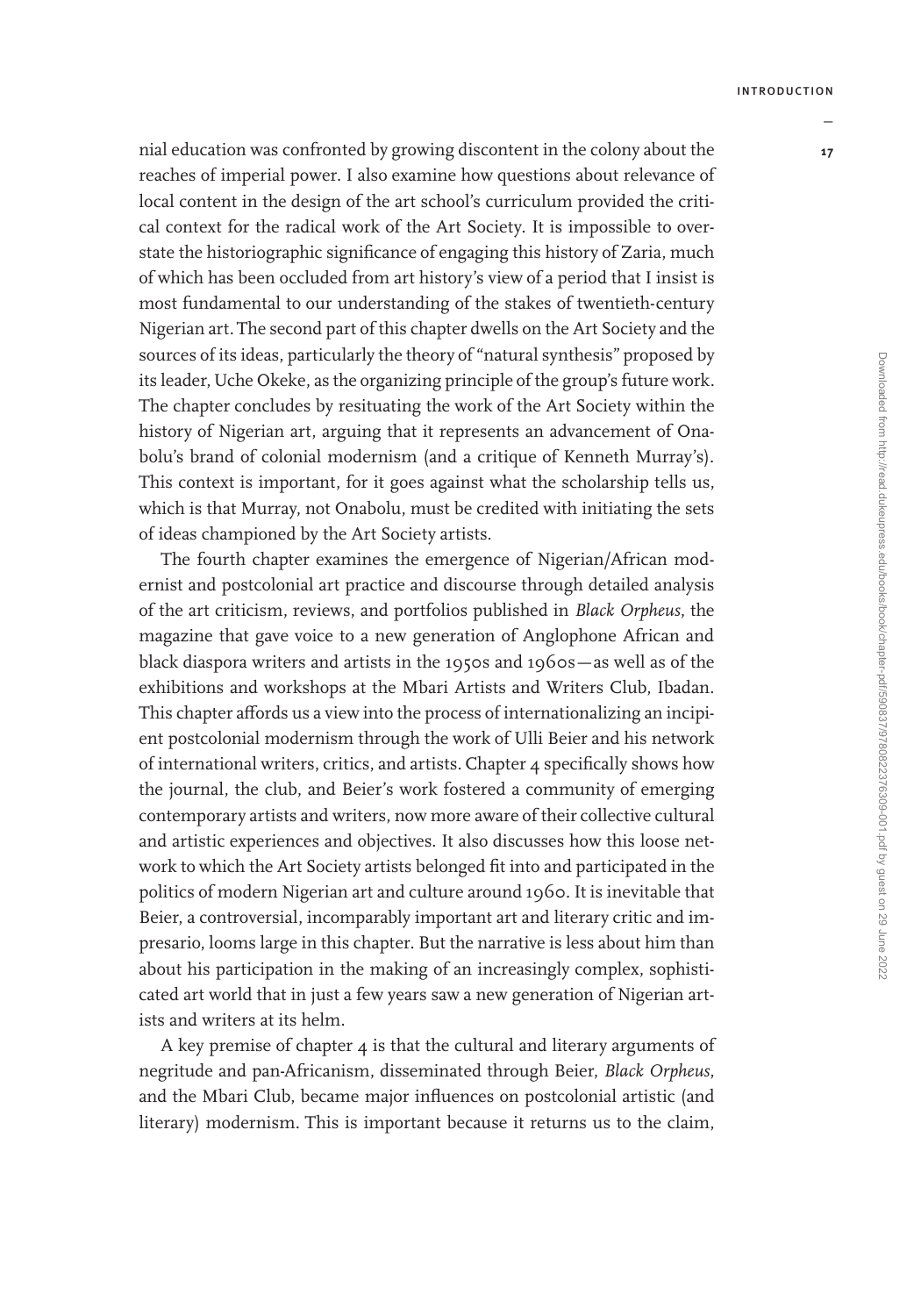nial education was confronted by growing discontent in the colony about the reaches of imperial power. I also examine how questions about relevance of local content in the design of the art school's curriculum provided the critical context for the radical work of the Art Society. It is impossible to overstate the historiographic significance of engaging this history of Zaria, much of which has been occluded from art history's view of a period that I insist is most fundamental to our understanding of the stakes of twentieth-century Nigerian art. The second part of this chapter dwells on the Art Society and the sources of its ideas, particularly the theory of "natural synthesis" proposed by its leader, Uche Okeke, as the organizing principle of the group's future work. The chapter concludes by resituating the work of the Art Society within the history of Nigerian art, arguing that it represents an advancement of Onabolu's brand of colonial modernism (and a critique of Kenneth Murray's). This context is important, for it goes against what the scholarship tells us, which is that Murray, not Onabolu, must be credited with initiating the sets of ideas championed by the Art Society artists.

The fourth chapter examines the emergence of Nigerian/African modernist and postcolonial art practice and discourse through detailed analysis of the art criticism, reviews, and portfolios published in *Black Orpheus*, the magazine that gave voice to a new generation of Anglophone African and black diaspora writers and artists in the 1950s and 1960s—as well as of the exhibitions and workshops at the Mbari Artists and Writers Club, Ibadan. This chapter affords us a view into the process of internationalizing an incipient postcolonial modernism through the work of Ulli Beier and his network of international writers, critics, and artists. Chapter 4 specifically shows how the journal, the club, and Beier's work fostered a community of emerging contemporary artists and writers, now more aware of their collective cultural and artistic experiences and objectives. It also discusses how this loose network to which the Art Society artists belonged fit into and participated in the politics of modern Nigerian art and culture around 1960. It is inevitable that Beier, a controversial, incomparably important art and literary critic and impresario, looms large in this chapter. But the narrative is less about him than about his participation in the making of an increasingly complex, sophisticated art world that in just a few years saw a new generation of Nigerian artists and writers at its helm.

A key premise of chapter 4 is that the cultural and literary arguments of negritude and pan-Africanism, disseminated through Beier, *Black Orpheus*, and the Mbari Club, became major influences on postcolonial artistic (and literary) modernism. This is important because it returns us to the claim,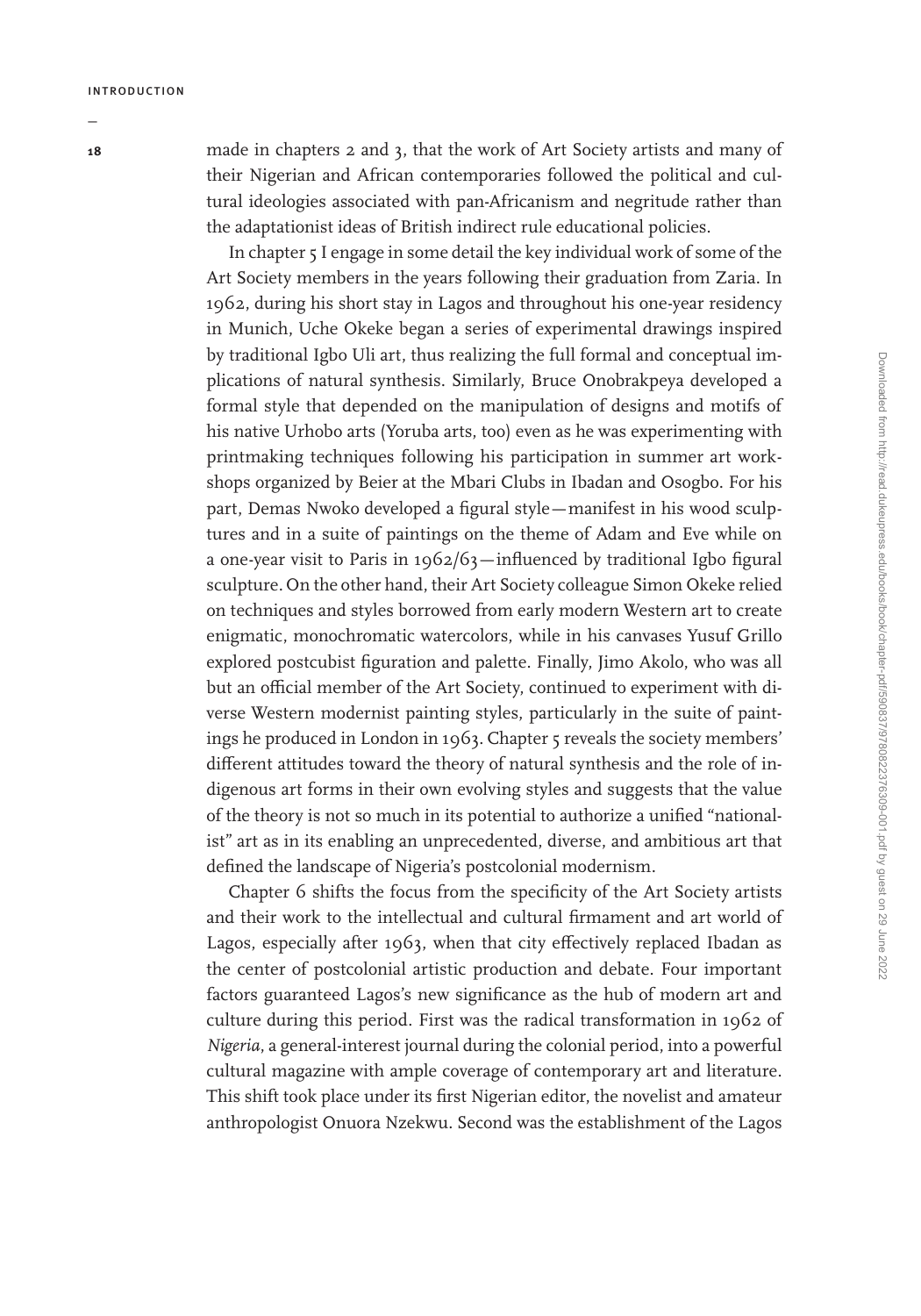made in chapters 2 and 3, that the work of Art Society artists and many of their Nigerian and African contemporaries followed the political and cultural ideologies associated with pan-Africanism and negritude rather than the adaptationist ideas of British indirect rule educational policies.

In chapter 5 I engage in some detail the key individual work of some of the Art Society members in the years following their graduation from Zaria. In 1962, during his short stay in Lagos and throughout his one-year residency in Munich, Uche Okeke began a series of experimental drawings inspired by traditional Igbo Uli art, thus realizing the full formal and conceptual implications of natural synthesis. Similarly, Bruce Onobrakpeya developed a formal style that depended on the manipulation of designs and motifs of his native Urhobo arts (Yoruba arts, too) even as he was experimenting with printmaking techniques following his participation in summer art workshops organized by Beier at the Mbari Clubs in Ibadan and Osogbo. For his part, Demas Nwoko developed a figural style—manifest in his wood sculptures and in a suite of paintings on the theme of Adam and Eve while on a one-year visit to Paris in 1962/63—influenced by traditional Igbo figural sculpture. On the other hand, their Art Society colleague Simon Okeke relied on techniques and styles borrowed from early modern Western art to create enigmatic, monochromatic watercolors, while in his canvases Yusuf Grillo explored postcubist figuration and palette. Finally, Jimo Akolo, who was all but an official member of the Art Society, continued to experiment with diverse Western modernist painting styles, particularly in the suite of paintings he produced in London in 1963. Chapter 5 reveals the society members' different attitudes toward the theory of natural synthesis and the role of indigenous art forms in their own evolving styles and suggests that the value of the theory is not so much in its potential to authorize a unified "nationalist" art as in its enabling an unprecedented, diverse, and ambitious art that defined the landscape of Nigeria's postcolonial modernism.

Chapter 6 shifts the focus from the specificity of the Art Society artists and their work to the intellectual and cultural firmament and art world of Lagos, especially after 1963, when that city effectively replaced Ibadan as the center of postcolonial artistic production and debate. Four important factors guaranteed Lagos's new significance as the hub of modern art and culture during this period. First was the radical transformation in 1962 of *Nigeria*, a general-interest journal during the colonial period, into a powerful cultural magazine with ample coverage of contemporary art and literature. This shift took place under its first Nigerian editor, the novelist and amateur anthropologist Onuora Nzekwu. Second was the establishment of the Lagos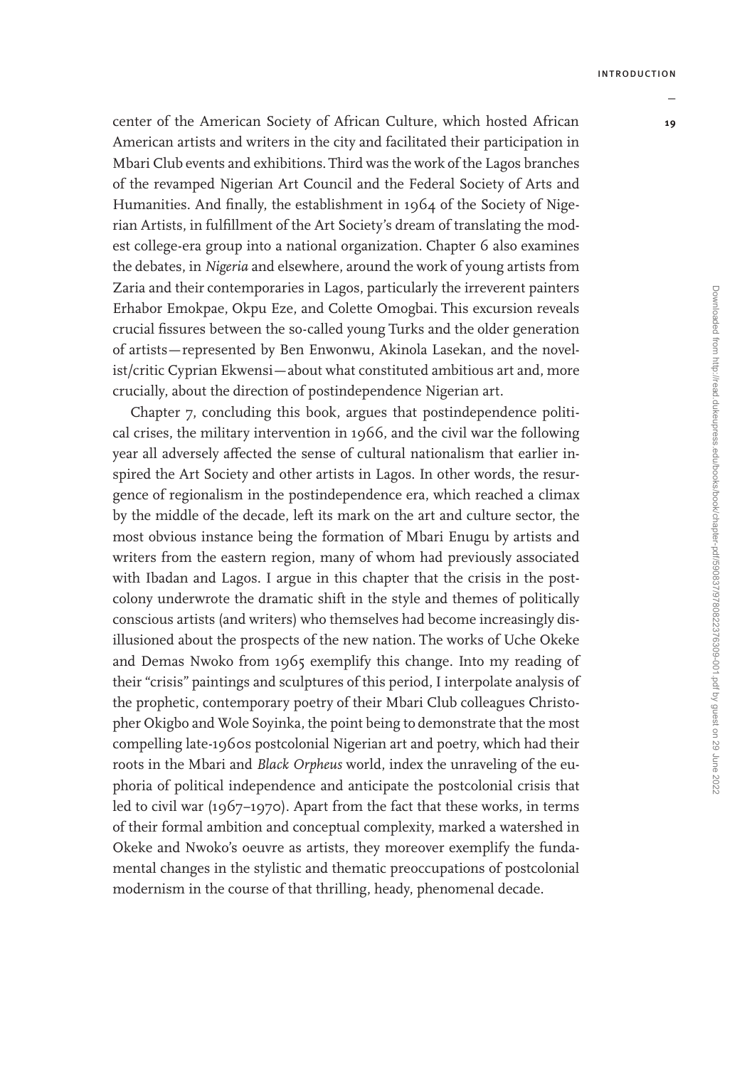center of the American Society of African Culture, which hosted African American artists and writers in the city and facilitated their participation in Mbari Club events and exhibitions. Third was the work of the Lagos branches of the revamped Nigerian Art Council and the Federal Society of Arts and Humanities. And finally, the establishment in 1964 of the Society of Nigerian Artists, in fulfillment of the Art Society's dream of translating the modest college-era group into a national organization. Chapter 6 also examines the debates, in *Nigeria* and elsewhere, around the work of young artists from Zaria and their contemporaries in Lagos, particularly the irreverent painters Erhabor Emokpae, Okpu Eze, and Colette Omogbai. This excursion reveals crucial fissures between the so-called young Turks and the older generation of artists—represented by Ben Enwonwu, Akinola Lasekan, and the novelist/critic Cyprian Ekwensi—about what constituted ambitious art and, more crucially, about the direction of postindependence Nigerian art.

Chapter 7, concluding this book, argues that postindependence political crises, the military intervention in 1966, and the civil war the following year all adversely affected the sense of cultural nationalism that earlier inspired the Art Society and other artists in Lagos. In other words, the resurgence of regionalism in the postindependence era, which reached a climax by the middle of the decade, left its mark on the art and culture sector, the most obvious instance being the formation of Mbari Enugu by artists and writers from the eastern region, many of whom had previously associated with Ibadan and Lagos. I argue in this chapter that the crisis in the postcolony underwrote the dramatic shift in the style and themes of politically conscious artists (and writers) who themselves had become increasingly disillusioned about the prospects of the new nation. The works of Uche Okeke and Demas Nwoko from 1965 exemplify this change. Into my reading of their "crisis" paintings and sculptures of this period, I interpolate analysis of the prophetic, contemporary poetry of their Mbari Club colleagues Christopher Okigbo and Wole Soyinka, the point being to demonstrate that the most compelling late-1960s postcolonial Nigerian art and poetry, which had their roots in the Mbari and *Black Orpheus* world, index the unraveling of the euphoria of political independence and anticipate the postcolonial crisis that led to civil war (1967–1970). Apart from the fact that these works, in terms of their formal ambition and conceptual complexity, marked a watershed in Okeke and Nwoko's oeuvre as artists, they moreover exemplify the fundamental changes in the stylistic and thematic preoccupations of postcolonial modernism in the course of that thrilling, heady, phenomenal decade.